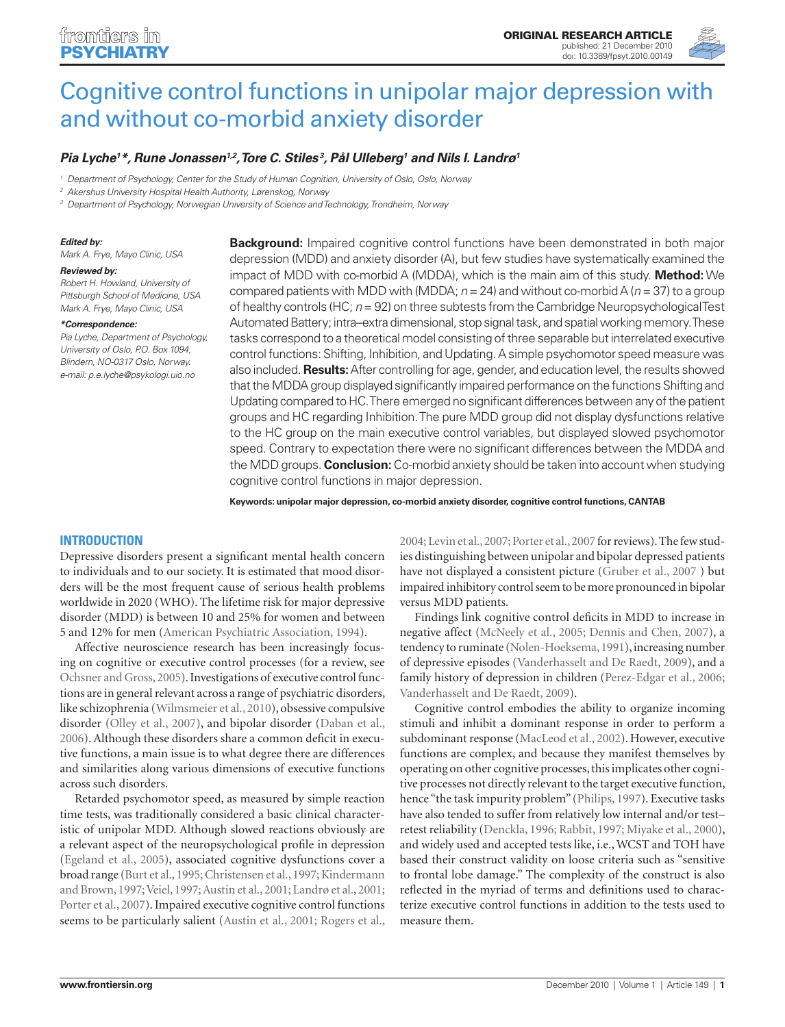ORIGINAL RESEARCH ARTICLE
published: 21 December 2010
doi: 10.3389/fpsyt.2010.00149

# Cognitive control functions in unipolar major depression with and without co-morbid anxiety disorder

***Pia Lyche[1]\*, Rune Jonassen[1,2], Tore C. Stiles[3], Pål Ulleberg[1] and Nils I. Landrø[1]***

[1] Department of Psychology, Center for the Study of Human Cognition, University of Oslo, Oslo, Norway
[2] Akershus University Hospital Health Authority, Lørenskog, Norway
[3] Department of Psychology, Norwegian University of Science and Technology, Trondheim, Norway

***Edited by:***
*Mark A. Frye, Mayo Clinic, USA*

***Reviewed by:***
*Robert H. Howland, University of Pittsburgh School of Medicine, USA*
*Mark A. Frye, Mayo Clinic, USA*

***\*Correspondence:***
*Pia Lyche, Department of Psychology, University of Oslo, P.O. Box 1094, Blindern, NO-0317 Oslo, Norway. e-mail: p.e.lyche@psykologi.uio.no*

**Background:** Impaired cognitive control functions have been demonstrated in both major depression (MDD) and anxiety disorder (A), but few studies have systematically examined the impact of MDD with co-morbid A (MDDA), which is the main aim of this study. **Method:** We compared patients with MDD with (MDDA; $n = 24$) and without co-morbid A ($n = 37$) to a group of healthy controls (HC; $n = 92$) on three subtests from the Cambridge Neuropsychological Test Automated Battery; intra–extra dimensional, stop signal task, and spatial working memory. These tasks correspond to a theoretical model consisting of three separable but interrelated executive control functions: Shifting, Inhibition, and Updating. A simple psychomotor speed measure was also included. **Results:** After controlling for age, gender, and education level, the results showed that the MDDA group displayed significantly impaired performance on the functions Shifting and Updating compared to HC. There emerged no significant differences between any of the patient groups and HC regarding Inhibition. The pure MDD group did not display dysfunctions relative to the HC group on the main executive control variables, but displayed slowed psychomotor speed. Contrary to expectation there were no significant differences between the MDDA and the MDD groups. **Conclusion:** Co-morbid anxiety should be taken into account when studying cognitive control functions in major depression.

**Keywords: unipolar major depression, co-morbid anxiety disorder, cognitive control functions, CANTAB**

## INTRODUCTION

Depressive disorders present a significant mental health concern to individuals and to our society. It is estimated that mood disorders will be the most frequent cause of serious health problems worldwide in 2020 (WHO). The lifetime risk for major depressive disorder (MDD) is between 10 and 25% for women and between 5 and 12% for men (American Psychiatric Association, 1994).

Affective neuroscience research has been increasingly focusing on cognitive or executive control processes (for a review, see Ochsner and Gross, 2005). Investigations of executive control functions are in general relevant across a range of psychiatric disorders, like schizophrenia (Wilmsmeier et al., 2010), obsessive compulsive disorder (Olley et al., 2007), and bipolar disorder (Daban et al., 2006). Although these disorders share a common deficit in executive functions, a main issue is to what degree there are differences and similarities along various dimensions of executive functions across such disorders.

Retarded psychomotor speed, as measured by simple reaction time tests, was traditionally considered a basic clinical characteristic of unipolar MDD. Although slowed reactions obviously are a relevant aspect of the neuropsychological profile in depression (Egeland et al., 2005), associated cognitive dysfunctions cover a broad range (Burt et al., 1995; Christensen et al., 1997; Kindermann and Brown, 1997; Veiel, 1997; Austin et al., 2001; Landrø et al., 2001; Porter et al., 2007). Impaired executive cognitive control functions seems to be particularly salient (Austin et al., 2001; Rogers et al., 2004; Levin et al., 2007; Porter et al., 2007 for reviews). The few studies distinguishing between unipolar and bipolar depressed patients have not displayed a consistent picture (Gruber et al., 2007 ) but impaired inhibitory control seem to be more pronounced in bipolar versus MDD patients.

Findings link cognitive control deficits in MDD to increase in negative affect (McNeely et al., 2005; Dennis and Chen, 2007), a tendency to ruminate (Nolen-Hoeksema, 1991), increasing number of depressive episodes (Vanderhasselt and De Raedt, 2009), and a family history of depression in children (Perez-Edgar et al., 2006; Vanderhasselt and De Raedt, 2009).

Cognitive control embodies the ability to organize incoming stimuli and inhibit a dominant response in order to perform a subdominant response (MacLeod et al., 2002). However, executive functions are complex, and because they manifest themselves by operating on other cognitive processes, this implicates other cognitive processes not directly relevant to the target executive function, hence "the task impurity problem" (Philips, 1997). Executive tasks have also tended to suffer from relatively low internal and/or test–retest reliability (Denckla, 1996; Rabbit, 1997; Miyake et al., 2000), and widely used and accepted tests like, i.e., WCST and TOH have based their construct validity on loose criteria such as "sensitive to frontal lobe damage." The complexity of the construct is also reflected in the myriad of terms and definitions used to characterize executive control functions in addition to the tests used to measure them.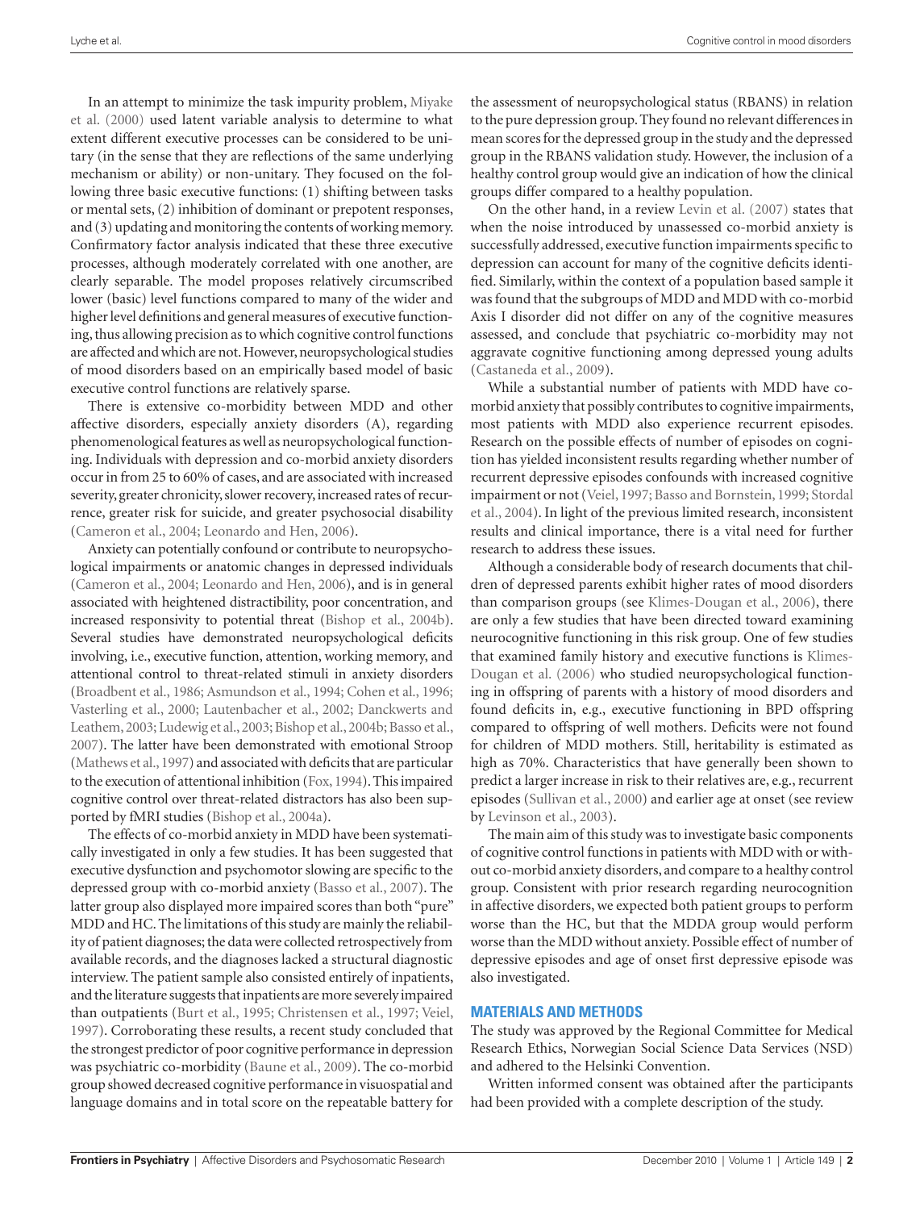In an attempt to minimize the task impurity problem, Miyake et al. (2000) used latent variable analysis to determine to what extent different executive processes can be considered to be unitary (in the sense that they are reflections of the same underlying mechanism or ability) or non-unitary. They focused on the following three basic executive functions: (1) shifting between tasks or mental sets, (2) inhibition of dominant or prepotent responses, and (3) updating and monitoring the contents of working memory. Confirmatory factor analysis indicated that these three executive processes, although moderately correlated with one another, are clearly separable. The model proposes relatively circumscribed lower (basic) level functions compared to many of the wider and higher level definitions and general measures of executive functioning, thus allowing precision as to which cognitive control functions are affected and which are not. However, neuropsychological studies of mood disorders based on an empirically based model of basic executive control functions are relatively sparse.

There is extensive co-morbidity between MDD and other affective disorders, especially anxiety disorders (A), regarding phenomenological features as well as neuropsychological functioning. Individuals with depression and co-morbid anxiety disorders occur in from 25 to 60% of cases, and are associated with increased severity, greater chronicity, slower recovery, increased rates of recurrence, greater risk for suicide, and greater psychosocial disability (Cameron et al., 2004; Leonardo and Hen, 2006).

Anxiety can potentially confound or contribute to neuropsychological impairments or anatomic changes in depressed individuals (Cameron et al., 2004; Leonardo and Hen, 2006), and is in general associated with heightened distractibility, poor concentration, and increased responsivity to potential threat (Bishop et al., 2004b). Several studies have demonstrated neuropsychological deficits involving, i.e., executive function, attention, working memory, and attentional control to threat-related stimuli in anxiety disorders (Broadbent et al., 1986; Asmundson et al., 1994; Cohen et al., 1996; Vasterling et al., 2000; Lautenbacher et al., 2002; Danckwerts and Leathem, 2003; Ludewig et al., 2003; Bishop et al., 2004b; Basso et al., 2007). The latter have been demonstrated with emotional Stroop (Mathews et al., 1997) and associated with deficits that are particular to the execution of attentional inhibition (Fox, 1994). This impaired cognitive control over threat-related distractors has also been supported by fMRI studies (Bishop et al., 2004a).

The effects of co-morbid anxiety in MDD have been systematically investigated in only a few studies. It has been suggested that executive dysfunction and psychomotor slowing are specific to the depressed group with co-morbid anxiety (Basso et al., 2007). The latter group also displayed more impaired scores than both "pure" MDD and HC. The limitations of this study are mainly the reliability of patient diagnoses; the data were collected retrospectively from available records, and the diagnoses lacked a structural diagnostic interview. The patient sample also consisted entirely of inpatients, and the literature suggests that inpatients are more severely impaired than outpatients (Burt et al., 1995; Christensen et al., 1997; Veiel, 1997). Corroborating these results, a recent study concluded that the strongest predictor of poor cognitive performance in depression was psychiatric co-morbidity (Baune et al., 2009). The co-morbid group showed decreased cognitive performance in visuospatial and language domains and in total score on the repeatable battery for the assessment of neuropsychological status (RBANS) in relation to the pure depression group. They found no relevant differences in mean scores for the depressed group in the study and the depressed group in the RBANS validation study. However, the inclusion of a healthy control group would give an indication of how the clinical groups differ compared to a healthy population.

On the other hand, in a review Levin et al. (2007) states that when the noise introduced by unassessed co-morbid anxiety is successfully addressed, executive function impairments specific to depression can account for many of the cognitive deficits identified. Similarly, within the context of a population based sample it was found that the subgroups of MDD and MDD with co-morbid Axis I disorder did not differ on any of the cognitive measures assessed, and conclude that psychiatric co-morbidity may not aggravate cognitive functioning among depressed young adults (Castaneda et al., 2009).

While a substantial number of patients with MDD have co-morbid anxiety that possibly contributes to cognitive impairments, most patients with MDD also experience recurrent episodes. Research on the possible effects of number of episodes on cognition has yielded inconsistent results regarding whether number of recurrent depressive episodes confounds with increased cognitive impairment or not (Veiel, 1997; Basso and Bornstein, 1999; Stordal et al., 2004). In light of the previous limited research, inconsistent results and clinical importance, there is a vital need for further research to address these issues.

Although a considerable body of research documents that children of depressed parents exhibit higher rates of mood disorders than comparison groups (see Klimes-Dougan et al., 2006), there are only a few studies that have been directed toward examining neurocognitive functioning in this risk group. One of few studies that examined family history and executive functions is Klimes-Dougan et al. (2006) who studied neuropsychological functioning in offspring of parents with a history of mood disorders and found deficits in, e.g., executive functioning in BPD offspring compared to offspring of well mothers. Deficits were not found for children of MDD mothers. Still, heritability is estimated as high as 70%. Characteristics that have generally been shown to predict a larger increase in risk to their relatives are, e.g., recurrent episodes (Sullivan et al., 2000) and earlier age at onset (see review by Levinson et al., 2003).

The main aim of this study was to investigate basic components of cognitive control functions in patients with MDD with or without co-morbid anxiety disorders, and compare to a healthy control group. Consistent with prior research regarding neurocognition in affective disorders, we expected both patient groups to perform worse than the HC, but that the MDDA group would perform worse than the MDD without anxiety. Possible effect of number of depressive episodes and age of onset first depressive episode was also investigated.

## MATERIALS AND METHODS

The study was approved by the Regional Committee for Medical Research Ethics, Norwegian Social Science Data Services (NSD) and adhered to the Helsinki Convention.

Written informed consent was obtained after the participants had been provided with a complete description of the study.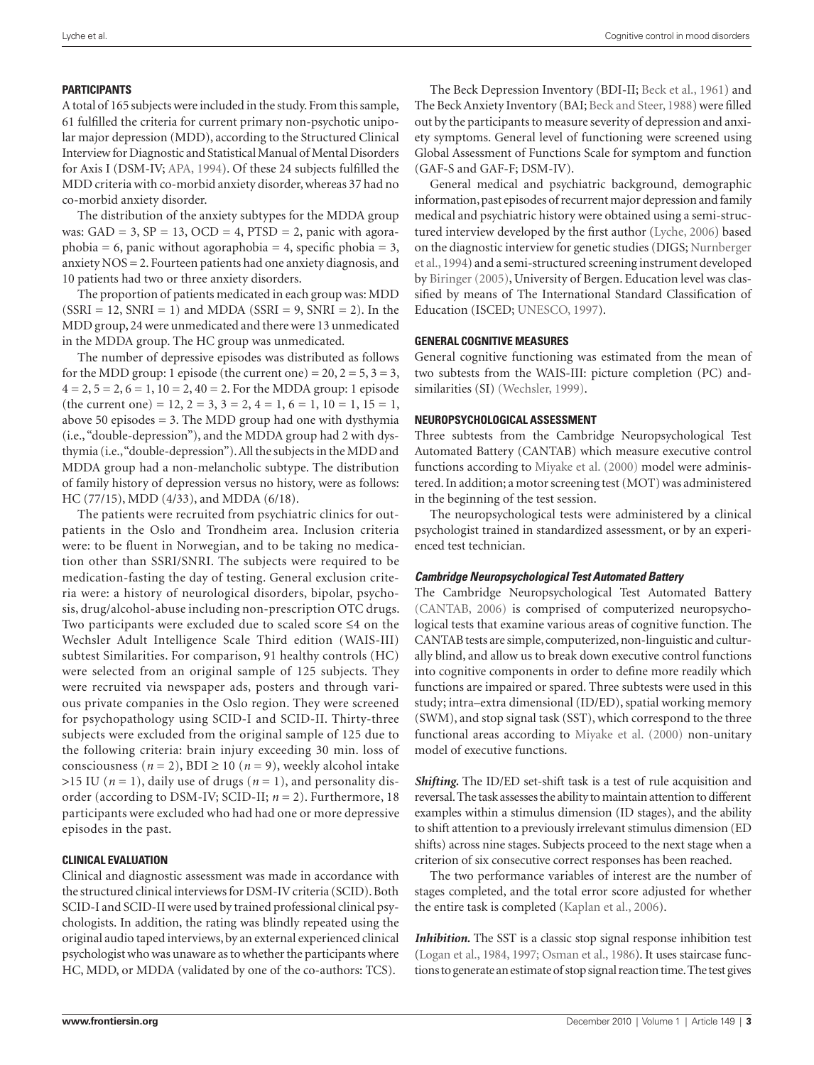## PARTICIPANTS

A total of 165 subjects were included in the study. From this sample, 61 fulfilled the criteria for current primary non-psychotic unipolar major depression (MDD), according to the Structured Clinical Interview for Diagnostic and Statistical Manual of Mental Disorders for Axis I (DSM-IV; APA, 1994). Of these 24 subjects fulfilled the MDD criteria with co-morbid anxiety disorder, whereas 37 had no co-morbid anxiety disorder.

The distribution of the anxiety subtypes for the MDDA group was: GAD = 3, SP = 13, OCD = 4, PTSD = 2, panic with agoraphobia = 6, panic without agoraphobia = 4, specific phobia = 3, anxiety NOS = 2. Fourteen patients had one anxiety diagnosis, and 10 patients had two or three anxiety disorders.

The proportion of patients medicated in each group was: MDD (SSRI = 12, SNRI = 1) and MDDA (SSRI = 9, SNRI = 2). In the MDD group, 24 were unmedicated and there were 13 unmedicated in the MDDA group. The HC group was unmedicated.

The number of depressive episodes was distributed as follows for the MDD group: 1 episode (the current one) = 20, 2 = 5, 3 = 3, 4 = 2, 5 = 2, 6 = 1, 10 = 2, 40 = 2. For the MDDA group: 1 episode (the current one) = 12, 2 = 3, 3 = 2, 4 = 1, 6 = 1, 10 = 1, 15 = 1, above 50 episodes = 3. The MDD group had one with dysthymia (i.e., "double-depression"), and the MDDA group had 2 with dysthymia (i.e., "double-depression"). All the subjects in the MDD and MDDA group had a non-melancholic subtype. The distribution of family history of depression versus no history, were as follows: HC (77/15), MDD (4/33), and MDDA (6/18).

The patients were recruited from psychiatric clinics for outpatients in the Oslo and Trondheim area. Inclusion criteria were: to be fluent in Norwegian, and to be taking no medication other than SSRI/SNRI. The subjects were required to be medication-fasting the day of testing. General exclusion criteria were: a history of neurological disorders, bipolar, psychosis, drug/alcohol-abuse including non-prescription OTC drugs. Two participants were excluded due to scaled score ≤4 on the Wechsler Adult Intelligence Scale Third edition (WAIS-III) subtest Similarities. For comparison, 91 healthy controls (HC) were selected from an original sample of 125 subjects. They were recruited via newspaper ads, posters and through various private companies in the Oslo region. They were screened for psychopathology using SCID-I and SCID-II. Thirty-three subjects were excluded from the original sample of 125 due to the following criteria: brain injury exceeding 30 min. loss of consciousness ($n = 2$), BDI ≥ 10 ($n = 9$), weekly alcohol intake >15 IU ($n = 1$), daily use of drugs ($n = 1$), and personality disorder (according to DSM-IV; SCID-II; $n = 2$). Furthermore, 18 participants were excluded who had had one or more depressive episodes in the past.

## CLINICAL EVALUATION

Clinical and diagnostic assessment was made in accordance with the structured clinical interviews for DSM-IV criteria (SCID). Both SCID-I and SCID-II were used by trained professional clinical psychologists. In addition, the rating was blindly repeated using the original audio taped interviews, by an external experienced clinical psychologist who was unaware as to whether the participants where HC, MDD, or MDDA (validated by one of the co-authors: TCS).

The Beck Depression Inventory (BDI-II; Beck et al., 1961) and The Beck Anxiety Inventory (BAI; Beck and Steer, 1988) were filled out by the participants to measure severity of depression and anxiety symptoms. General level of functioning were screened using Global Assessment of Functions Scale for symptom and function (GAF-S and GAF-F; DSM-IV).

General medical and psychiatric background, demographic information, past episodes of recurrent major depression and family medical and psychiatric history were obtained using a semi-structured interview developed by the first author (Lyche, 2006) based on the diagnostic interview for genetic studies (DIGS; Nurnberger et al., 1994) and a semi-structured screening instrument developed by Biringer (2005), University of Bergen. Education level was classified by means of The International Standard Classification of Education (ISCED; UNESCO, 1997).

## GENERAL COGNITIVE MEASURES

General cognitive functioning was estimated from the mean of two subtests from the WAIS-III: picture completion (PC) and similarities (SI) (Wechsler, 1999).

## NEUROPSYCHOLOGICAL ASSESSMENT

Three subtests from the Cambridge Neuropsychological Test Automated Battery (CANTAB) which measure executive control functions according to Miyake et al. (2000) model were administered. In addition; a motor screening test (MOT) was administered in the beginning of the test session.

The neuropsychological tests were administered by a clinical psychologist trained in standardized assessment, or by an experienced test technician.

### *Cambridge Neuropsychological Test Automated Battery*

The Cambridge Neuropsychological Test Automated Battery (CANTAB, 2006) is comprised of computerized neuropsychological tests that examine various areas of cognitive function. The CANTAB tests are simple, computerized, non-linguistic and culturally blind, and allow us to break down executive control functions into cognitive components in order to define more readily which functions are impaired or spared. Three subtests were used in this study; intra–extra dimensional (ID/ED), spatial working memory (SWM), and stop signal task (SST), which correspond to the three functional areas according to Miyake et al. (2000) non-unitary model of executive functions.

***Shifting.*** The ID/ED set-shift task is a test of rule acquisition and reversal. The task assesses the ability to maintain attention to different examples within a stimulus dimension (ID stages), and the ability to shift attention to a previously irrelevant stimulus dimension (ED shifts) across nine stages. Subjects proceed to the next stage when a criterion of six consecutive correct responses has been reached.

The two performance variables of interest are the number of stages completed, and the total error score adjusted for whether the entire task is completed (Kaplan et al., 2006).

***Inhibition.*** The SST is a classic stop signal response inhibition test (Logan et al., 1984, 1997; Osman et al., 1986). It uses staircase functions to generate an estimate of stop signal reaction time. The test gives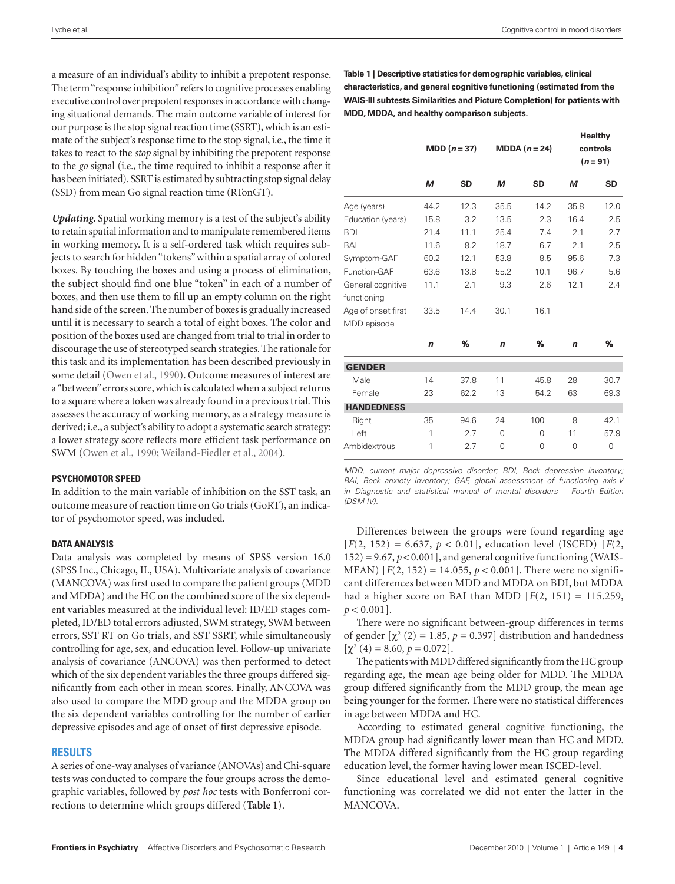a measure of an individual's ability to inhibit a prepotent response. The term "response inhibition" refers to cognitive processes enabling executive control over prepotent responses in accordance with changing situational demands. The main outcome variable of interest for our purpose is the stop signal reaction time (SSRT), which is an estimate of the subject's response time to the stop signal, i.e., the time it takes to react to the *stop* signal by inhibiting the prepotent response to the *go* signal (i.e., the time required to inhibit a response after it has been initiated). SSRT is estimated by subtracting stop signal delay (SSD) from mean Go signal reaction time (RTonGT).

***Updating.*** Spatial working memory is a test of the subject's ability to retain spatial information and to manipulate remembered items in working memory. It is a self-ordered task which requires subjects to search for hidden "tokens" within a spatial array of colored boxes. By touching the boxes and using a process of elimination, the subject should find one blue "token" in each of a number of boxes, and then use them to fill up an empty column on the right hand side of the screen. The number of boxes is gradually increased until it is necessary to search a total of eight boxes. The color and position of the boxes used are changed from trial to trial in order to discourage the use of stereotyped search strategies. The rationale for this task and its implementation has been described previously in some detail (Owen et al., 1990). Outcome measures of interest are a "between" errors score, which is calculated when a subject returns to a square where a token was already found in a previous trial. This assesses the accuracy of working memory, as a strategy measure is derived; i.e., a subject's ability to adopt a systematic search strategy: a lower strategy score reflects more efficient task performance on SWM (Owen et al., 1990; Weiland-Fiedler et al., 2004).

### PSYCHOMOTOR SPEED

In addition to the main variable of inhibition on the SST task, an outcome measure of reaction time on Go trials (GoRT), an indicator of psychomotor speed, was included.

### DATA ANALYSIS

Data analysis was completed by means of SPSS version 16.0 (SPSS Inc., Chicago, IL, USA). Multivariate analysis of covariance (MANCOVA) was first used to compare the patient groups (MDD and MDDA) and the HC on the combined score of the six dependent variables measured at the individual level: ID/ED stages completed, ID/ED total errors adjusted, SWM strategy, SWM between errors, SST RT on Go trials, and SST SSRT, while simultaneously controlling for age, sex, and education level. Follow-up univariate analysis of covariance (ANCOVA) was then performed to detect which of the six dependent variables the three groups differed significantly from each other in mean scores. Finally, ANCOVA was also used to compare the MDD group and the MDDA group on the six dependent variables controlling for the number of earlier depressive episodes and age of onset of first depressive episode.

## RESULTS

A series of one-way analyses of variance (ANOVAs) and Chi-square tests was conducted to compare the four groups across the demographic variables, followed by *post hoc* tests with Bonferroni corrections to determine which groups differed (**Table 1**).

**Table 1 | Descriptive statistics for demographic variables, clinical characteristics, and general cognitive functioning (estimated from the WAIS-III subtests Similarities and Picture Completion) for patients with MDD, MDDA, and healthy comparison subjects.**

| | MDD ($n = 37$) | | MDDA ($n = 24$) | | Healthy controls ($n = 91$) | |
|---|---|---|---|---|---|---|
| | *M* | SD | *M* | SD | *M* | SD |
| Age (years) | 44.2 | 12.3 | 35.5 | 14.2 | 35.8 | 12.0 |
| Education (years) | 15.8 | 3.2 | 13.5 | 2.3 | 16.4 | 2.5 |
| BDI | 21.4 | 11.1 | 25.4 | 7.4 | 2.1 | 2.7 |
| BAI | 11.6 | 8.2 | 18.7 | 6.7 | 2.1 | 2.5 |
| Symptom-GAF | 60.2 | 12.1 | 53.8 | 8.5 | 95.6 | 7.3 |
| Function-GAF | 63.6 | 13.8 | 55.2 | 10.1 | 96.7 | 5.6 |
| General cognitive functioning | 11.1 | 2.1 | 9.3 | 2.6 | 12.1 | 2.4 |
| Age of onset first MDD episode | 33.5 | 14.4 | 30.1 | 16.1 | | |
| | *n* | % | *n* | % | *n* | % |
| **GENDER** | | | | | | |
| Male | 14 | 37.8 | 11 | 45.8 | 28 | 30.7 |
| Female | 23 | 62.2 | 13 | 54.2 | 63 | 69.3 |
| **HANDEDNESS** | | | | | | |
| Right | 35 | 94.6 | 24 | 100 | 8 | 42.1 |
| Left | 1 | 2.7 | 0 | 0 | 11 | 57.9 |
| Ambidextrous | 1 | 2.7 | 0 | 0 | 0 | 0 |

*MDD, current major depressive disorder; BDI, Beck depression inventory; BAI, Beck anxiety inventory; GAF, global assessment of functioning axis-V in Diagnostic and statistical manual of mental disorders – Fourth Edition (DSM-IV).*

Differences between the groups were found regarding age [$F(2, 152) = 6.637$, $p < 0.01$], education level (ISCED) [$F(2, 152) = 9.67$, $p < 0.001$], and general cognitive functioning (WAIS-MEAN) [$F(2, 152) = 14.055$, $p < 0.001$]. There were no significant differences between MDD and MDDA on BDI, but MDDA had a higher score on BAI than MDD [$F(2, 151) = 115.259$, $p < 0.001$].

There were no significant between-group differences in terms of gender [$\chi^2$ (2) = 1.85, $p = 0.397$] distribution and handedness [$\chi^2$ (4) = 8.60, $p = 0.072$].

The patients with MDD differed significantly from the HC group regarding age, the mean age being older for MDD. The MDDA group differed significantly from the MDD group, the mean age being younger for the former. There were no statistical differences in age between MDDA and HC.

According to estimated general cognitive functioning, the MDDA group had significantly lower mean than HC and MDD. The MDDA differed significantly from the HC group regarding education level, the former having lower mean ISCED-level.

Since educational level and estimated general cognitive functioning was correlated we did not enter the latter in the MANCOVA.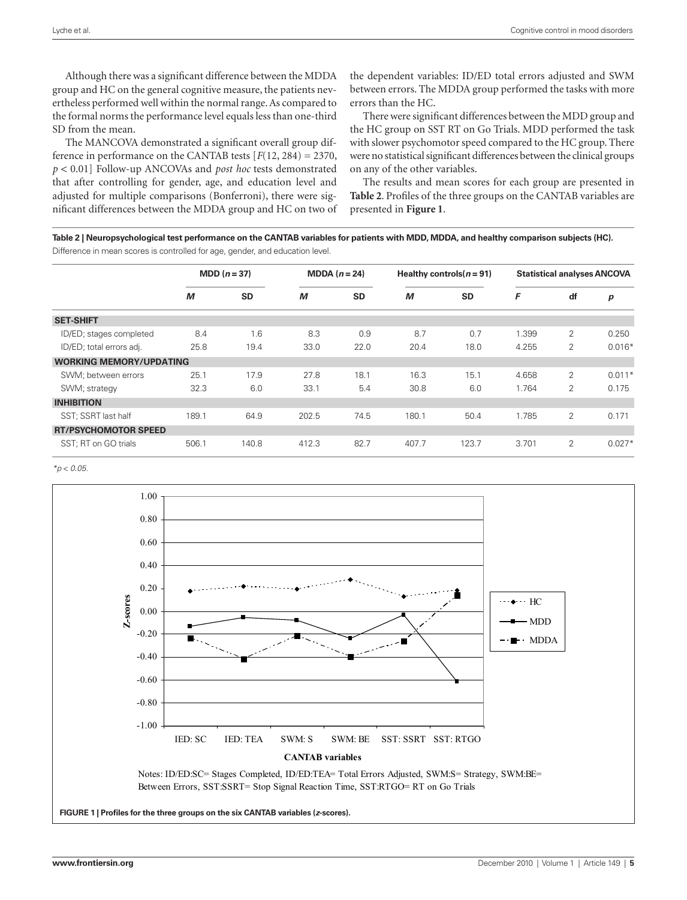Although there was a significant difference between the MDDA group and HC on the general cognitive measure, the patients nevertheless performed well within the normal range. As compared to the formal norms the performance level equals less than one-third SD from the mean.

The MANCOVA demonstrated a significant overall group difference in performance on the CANTAB tests [$F(12, 284) = 2370$, $p < 0.01$] Follow-up ANCOVAs and *post hoc* tests demonstrated that after controlling for gender, age, and education level and adjusted for multiple comparisons (Bonferroni), there were significant differences between the MDDA group and HC on two of the dependent variables: ID/ED total errors adjusted and SWM between errors. The MDDA group performed the tasks with more errors than the HC.

There were significant differences between the MDD group and the HC group on SST RT on Go Trials. MDD performed the task with slower psychomotor speed compared to the HC group. There were no statistical significant differences between the clinical groups on any of the other variables.

The results and mean scores for each group are presented in **Table 2**. Profiles of the three groups on the CANTAB variables are presented in **Figure 1**.

**Table 2 | Neuropsychological test performance on the CANTAB variables for patients with MDD, MDDA, and healthy comparison subjects (HC).** Difference in mean scores is controlled for age, gender, and education level.

| | MDD ($n = 37$) | | MDDA ($n = 24$) | | Healthy controls($n = 91$) | | Statistical analyses ANCOVA | | |
|---|---|---|---|---|---|---|---|---|---|
| | *M* | SD | *M* | SD | *M* | SD | *F* | df | *p* |
| **SET-SHIFT** | | | | | | | | | |
| ID/ED; stages completed | 8.4 | 1.6 | 8.3 | 0.9 | 8.7 | 0.7 | 1.399 | 2 | 0.250 |
| ID/ED; total errors adj. | 25.8 | 19.4 | 33.0 | 22.0 | 20.4 | 18.0 | 4.255 | 2 | 0.016* |
| **WORKING MEMORY/UPDATING** | | | | | | | | | |
| SWM; between errors | 25.1 | 17.9 | 27.8 | 18.1 | 16.3 | 15.1 | 4.658 | 2 | 0.011* |
| SWM; strategy | 32.3 | 6.0 | 33.1 | 5.4 | 30.8 | 6.0 | 1.764 | 2 | 0.175 |
| **INHIBITION** | | | | | | | | | |
| SST; SSRT last half | 189.1 | 64.9 | 202.5 | 74.5 | 180.1 | 50.4 | 1.785 | 2 | 0.171 |
| **RT/PSYCHOMOTOR SPEED** | | | | | | | | | |
| SST; RT on GO trials | 506.1 | 140.8 | 412.3 | 82.7 | 407.7 | 123.7 | 3.701 | 2 | 0.027* |

*$^*p < 0.05$.*

Notes: ID/ED:SC= Stages Completed, ID/ED:TEA= Total Errors Adjusted, SWM:S= Strategy, SWM:BE= Between Errors, SST:SSRT= Stop Signal Reaction Time, SST:RTGO= RT on Go Trials

**FIGURE 1 | Profiles for the three groups on the six CANTAB variables (*z*-scores).**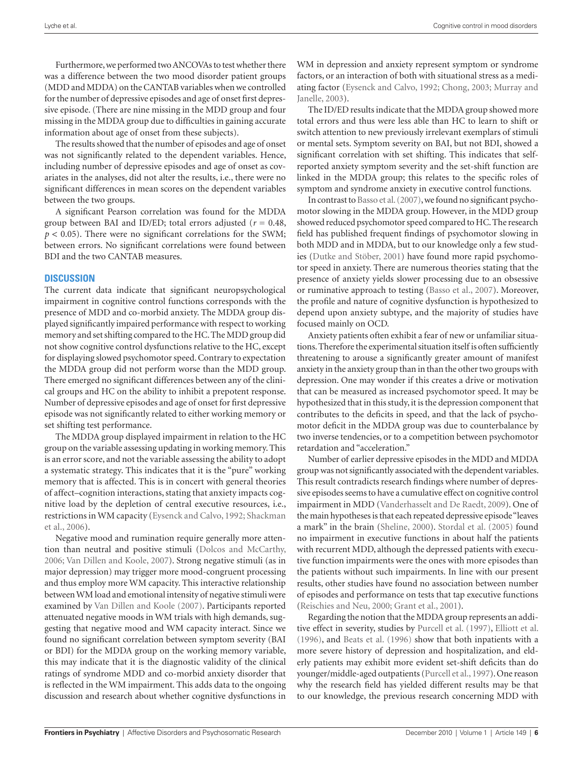Furthermore, we performed two ANCOVAs to test whether there was a difference between the two mood disorder patient groups (MDD and MDDA) on the CANTAB variables when we controlled for the number of depressive episodes and age of onset first depressive episode. (There are nine missing in the MDD group and four missing in the MDDA group due to difficulties in gaining accurate information about age of onset from these subjects).

The results showed that the number of episodes and age of onset was not significantly related to the dependent variables. Hence, including number of depressive episodes and age of onset as covariates in the analyses, did not alter the results, i.e., there were no significant differences in mean scores on the dependent variables between the two groups.

A significant Pearson correlation was found for the MDDA group between BAI and ID/ED; total errors adjusted ($r = 0.48$, $p < 0.05$). There were no significant correlations for the SWM; between errors. No significant correlations were found between BDI and the two CANTAB measures.

## DISCUSSION

The current data indicate that significant neuropsychological impairment in cognitive control functions corresponds with the presence of MDD and co-morbid anxiety. The MDDA group displayed significantly impaired performance with respect to working memory and set shifting compared to the HC. The MDD group did not show cognitive control dysfunctions relative to the HC, except for displaying slowed psychomotor speed. Contrary to expectation the MDDA group did not perform worse than the MDD group. There emerged no significant differences between any of the clinical groups and HC on the ability to inhibit a prepotent response. Number of depressive episodes and age of onset for first depressive episode was not significantly related to either working memory or set shifting test performance.

The MDDA group displayed impairment in relation to the HC group on the variable assessing updating in working memory. This is an error score, and not the variable assessing the ability to adopt a systematic strategy. This indicates that it is the "pure" working memory that is affected. This is in concert with general theories of affect–cognition interactions, stating that anxiety impacts cognitive load by the depletion of central executive resources, i.e., restrictions in WM capacity (Eysenck and Calvo, 1992; Shackman et al., 2006).

Negative mood and rumination require generally more attention than neutral and positive stimuli (Dolcos and McCarthy, 2006; Van Dillen and Koole, 2007). Strong negative stimuli (as in major depression) may trigger more mood-congruent processing and thus employ more WM capacity. This interactive relationship between WM load and emotional intensity of negative stimuli were examined by Van Dillen and Koole (2007). Participants reported attenuated negative moods in WM trials with high demands, suggesting that negative mood and WM capacity interact. Since we found no significant correlation between symptom severity (BAI or BDI) for the MDDA group on the working memory variable, this may indicate that it is the diagnostic validity of the clinical ratings of syndrome MDD and co-morbid anxiety disorder that is reflected in the WM impairment. This adds data to the ongoing discussion and research about whether cognitive dysfunctions in WM in depression and anxiety represent symptom or syndrome factors, or an interaction of both with situational stress as a mediating factor (Eysenck and Calvo, 1992; Chong, 2003; Murray and Janelle, 2003).

The ID/ED results indicate that the MDDA group showed more total errors and thus were less able than HC to learn to shift or switch attention to new previously irrelevant exemplars of stimuli or mental sets. Symptom severity on BAI, but not BDI, showed a significant correlation with set shifting. This indicates that self-reported anxiety symptom severity and the set-shift function are linked in the MDDA group; this relates to the specific roles of symptom and syndrome anxiety in executive control functions.

In contrast to Basso et al. (2007), we found no significant psychomotor slowing in the MDDA group. However, in the MDD group showed reduced psychomotor speed compared to HC. The research field has published frequent findings of psychomotor slowing in both MDD and in MDDA, but to our knowledge only a few studies (Dutke and Stöber, 2001) have found more rapid psychomotor speed in anxiety. There are numerous theories stating that the presence of anxiety yields slower processing due to an obsessive or ruminative approach to testing (Basso et al., 2007). Moreover, the profile and nature of cognitive dysfunction is hypothesized to depend upon anxiety subtype, and the majority of studies have focused mainly on OCD.

Anxiety patients often exhibit a fear of new or unfamiliar situations. Therefore the experimental situation itself is often sufficiently threatening to arouse a significantly greater amount of manifest anxiety in the anxiety group than in than the other two groups with depression. One may wonder if this creates a drive or motivation that can be measured as increased psychomotor speed. It may be hypothesized that in this study, it is the depression component that contributes to the deficits in speed, and that the lack of psychomotor deficit in the MDDA group was due to counterbalance by two inverse tendencies, or to a competition between psychomotor retardation and "acceleration."

Number of earlier depressive episodes in the MDD and MDDA group was not significantly associated with the dependent variables. This result contradicts research findings where number of depressive episodes seems to have a cumulative effect on cognitive control impairment in MDD (Vanderhasselt and De Raedt, 2009). One of the main hypotheses is that each repeated depressive episode "leaves a mark" in the brain (Sheline, 2000). Stordal et al. (2005) found no impairment in executive functions in about half the patients with recurrent MDD, although the depressed patients with executive function impairments were the ones with more episodes than the patients without such impairments. In line with our present results, other studies have found no association between number of episodes and performance on tests that tap executive functions (Reischies and Neu, 2000; Grant et al., 2001).

Regarding the notion that the MDDA group represents an additive effect in severity, studies by Purcell et al. (1997), Elliott et al. (1996), and Beats et al. (1996) show that both inpatients with a more severe history of depression and hospitalization, and elderly patients may exhibit more evident set-shift deficits than do younger/middle-aged outpatients (Purcell et al., 1997). One reason why the research field has yielded different results may be that to our knowledge, the previous research concerning MDD with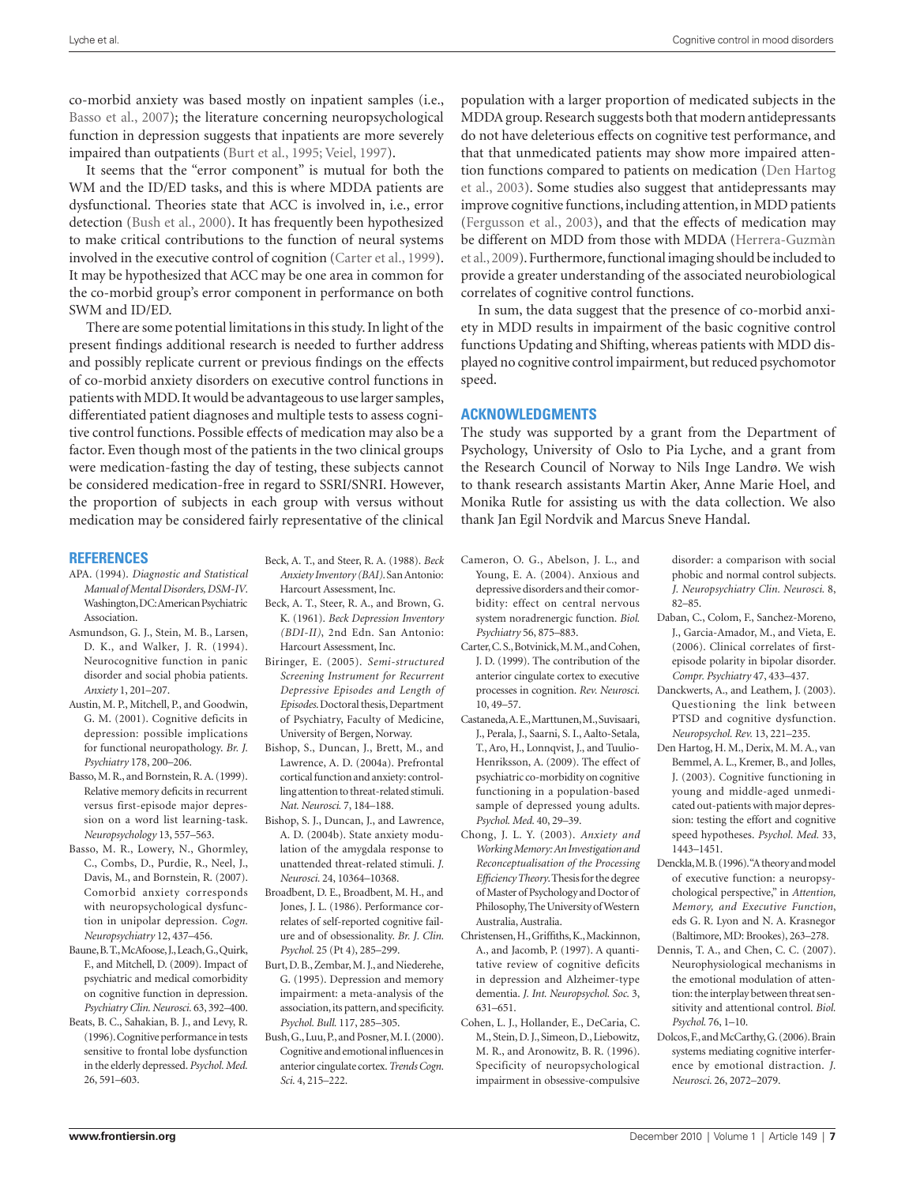co-morbid anxiety was based mostly on inpatient samples (i.e., Basso et al., 2007); the literature concerning neuropsychological function in depression suggests that inpatients are more severely impaired than outpatients (Burt et al., 1995; Veiel, 1997).

It seems that the "error component" is mutual for both the WM and the ID/ED tasks, and this is where MDDA patients are dysfunctional. Theories state that ACC is involved in, i.e., error detection (Bush et al., 2000). It has frequently been hypothesized to make critical contributions to the function of neural systems involved in the executive control of cognition (Carter et al., 1999). It may be hypothesized that ACC may be one area in common for the co-morbid group's error component in performance on both SWM and ID/ED.

There are some potential limitations in this study. In light of the present findings additional research is needed to further address and possibly replicate current or previous findings on the effects of co-morbid anxiety disorders on executive control functions in patients with MDD. It would be advantageous to use larger samples, differentiated patient diagnoses and multiple tests to assess cognitive control functions. Possible effects of medication may also be a factor. Even though most of the patients in the two clinical groups were medication-fasting the day of testing, these subjects cannot be considered medication-free in regard to SSRI/SNRI. However, the proportion of subjects in each group with versus without medication may be considered fairly representative of the clinical population with a larger proportion of medicated subjects in the MDDA group. Research suggests both that modern antidepressants do not have deleterious effects on cognitive test performance, and that that unmedicated patients may show more impaired attention functions compared to patients on medication (Den Hartog et al., 2003). Some studies also suggest that antidepressants may improve cognitive functions, including attention, in MDD patients (Fergusson et al., 2003), and that the effects of medication may be different on MDD from those with MDDA (Herrera-Guzmàn et al., 2009). Furthermore, functional imaging should be included to provide a greater understanding of the associated neurobiological correlates of cognitive control functions.

In sum, the data suggest that the presence of co-morbid anxiety in MDD results in impairment of the basic cognitive control functions Updating and Shifting, whereas patients with MDD displayed no cognitive control impairment, but reduced psychomotor speed.

## ACKNOWLEDGMENTS

The study was supported by a grant from the Department of Psychology, University of Oslo to Pia Lyche, and a grant from the Research Council of Norway to Nils Inge Landrø. We wish to thank research assistants Martin Aker, Anne Marie Hoel, and Monika Rutle for assisting us with the data collection. We also thank Jan Egil Nordvik and Marcus Sneve Handal.

## REFERENCES

APA. (1994). *Diagnostic and Statistical Manual of Mental Disorders, DSM-IV*. Washington, DC: American Psychiatric Association.

Asmundson, G. J., Stein, M. B., Larsen, D. K., and Walker, J. R. (1994). Neurocognitive function in panic disorder and social phobia patients. *Anxiety* 1, 201–207.

Austin, M. P., Mitchell, P., and Goodwin, G. M. (2001). Cognitive deficits in depression: possible implications for functional neuropathology. *Br. J. Psychiatry* 178, 200–206.

Basso, M. R., and Bornstein, R. A. (1999). Relative memory deficits in recurrent versus first-episode major depression on a word list learning-task. *Neuropsychology* 13, 557–563.

Basso, M. R., Lowery, N., Ghormley, C., Combs, D., Purdie, R., Neel, J., Davis, M., and Bornstein, R. (2007). Comorbid anxiety corresponds with neuropsychological dysfunction in unipolar depression. *Cogn. Neuropsychiatry* 12, 437–456.

Baune, B. T., McAfoose, J., Leach, G., Quirk, F., and Mitchell, D. (2009). Impact of psychiatric and medical comorbidity on cognitive function in depression. *Psychiatry Clin. Neurosci.* 63, 392–400.

Beats, B. C., Sahakian, B. J., and Levy, R. (1996). Cognitive performance in tests sensitive to frontal lobe dysfunction in the elderly depressed. *Psychol. Med.* 26, 591–603.

Beck, A. T., and Steer, R. A. (1988). *Beck Anxiety Inventory (BAI)*. San Antonio: Harcourt Assessment, Inc.

Beck, A. T., Steer, R. A., and Brown, G. K. (1961). *Beck Depression Inventory (BDI-II)*, 2nd Edn. San Antonio: Harcourt Assessment, Inc.

Biringer, E. (2005). *Semi-structured Screening Instrument for Recurrent Depressive Episodes and Length of Episodes*. Doctoral thesis, Department of Psychiatry, Faculty of Medicine, University of Bergen, Norway.

Bishop, S., Duncan, J., Brett, M., and Lawrence, A. D. (2004a). Prefrontal cortical function and anxiety: controlling attention to threat-related stimuli. *Nat. Neurosci.* 7, 184–188.

Bishop, S. J., Duncan, J., and Lawrence, A. D. (2004b). State anxiety modulation of the amygdala response to unattended threat-related stimuli. *J. Neurosci.* 24, 10364–10368.

Broadbent, D. E., Broadbent, M. H., and Jones, J. L. (1986). Performance correlates of self-reported cognitive failure and of obsessionality. *Br. J. Clin. Psychol.* 25 (Pt 4), 285–299.

Burt, D. B., Zembar, M. J., and Niederehe, G. (1995). Depression and memory impairment: a meta-analysis of the association, its pattern, and specificity. *Psychol. Bull.* 117, 285–305.

Bush, G., Luu, P., and Posner, M. I. (2000). Cognitive and emotional influences in anterior cingulate cortex. *Trends Cogn. Sci.* 4, 215–222.

Cameron, O. G., Abelson, J. L., and Young, E. A. (2004). Anxious and depressive disorders and their comorbidity: effect on central nervous system noradrenergic function. *Biol. Psychiatry* 56, 875–883.

Carter, C. S., Botvinick, M. M., and Cohen, J. D. (1999). The contribution of the anterior cingulate cortex to executive processes in cognition. *Rev. Neurosci.* 10, 49–57.

Castaneda, A. E., Marttunen, M., Suvisaari, J., Perala, J., Saarni, S. I., Aalto-Setala, T., Aro, H., Lonnqvist, J., and Tuulio-Henriksson, A. (2009). The effect of psychiatric co-morbidity on cognitive functioning in a population-based sample of depressed young adults. *Psychol. Med.* 40, 29–39.

Chong, J. L. Y. (2003). *Anxiety and Working Memory: An Investigation and Reconceptualisation of the Processing Efficiency Theory*. Thesis for the degree of Master of Psychology and Doctor of Philosophy, The University of Western Australia, Australia.

Christensen, H., Griffiths, K., Mackinnon, A., and Jacomb, P. (1997). A quantitative review of cognitive deficits in depression and Alzheimer-type dementia. *J. Int. Neuropsychol. Soc.* 3, 631–651.

Cohen, L. J., Hollander, E., DeCaria, C. M., Stein, D. J., Simeon, D., Liebowitz, M. R., and Aronowitz, B. R. (1996). Specificity of neuropsychological impairment in obsessive-compulsive disorder: a comparison with social phobic and normal control subjects. *J. Neuropsychiatry Clin. Neurosci.* 8, 82–85.

Daban, C., Colom, F., Sanchez-Moreno, J., Garcia-Amador, M., and Vieta, E. (2006). Clinical correlates of first-episode polarity in bipolar disorder. *Compr. Psychiatry* 47, 433–437.

Danckwerts, A., and Leathem, J. (2003). Questioning the link between PTSD and cognitive dysfunction. *Neuropsychol. Rev.* 13, 221–235.

Den Hartog, H. M., Derix, M. M. A., van Bemmel, A. L., Kremer, B., and Jolles, J. (2003). Cognitive functioning in young and middle-aged unmedicated out-patients with major depression: testing the effort and cognitive speed hypotheses. *Psychol. Med.* 33, 1443–1451.

Denckla, M. B. (1996). "A theory and model of executive function: a neuropsychological perspective," in *Attention, Memory, and Executive Function*, eds G. R. Lyon and N. A. Krasnegor (Baltimore, MD: Brookes), 263–278.

Dennis, T. A., and Chen, C. C. (2007). Neurophysiological mechanisms in the emotional modulation of attention: the interplay between threat sensitivity and attentional control. *Biol. Psychol.* 76, 1–10.

Dolcos, F., and McCarthy, G. (2006). Brain systems mediating cognitive interference by emotional distraction. *J. Neurosci.* 26, 2072–2079.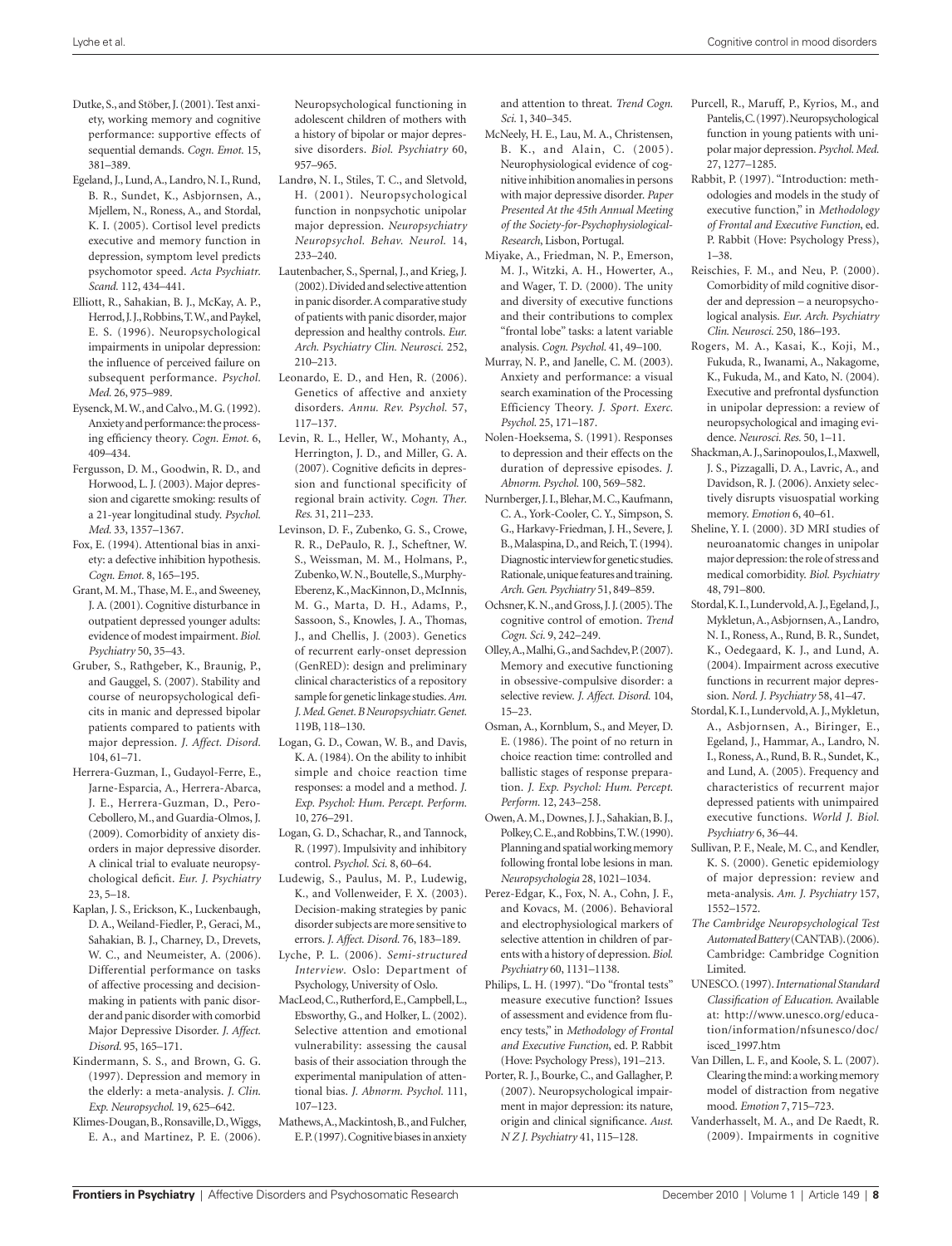Dutke, S., and Stöber, J. (2001). Test anxiety, working memory and cognitive performance: supportive effects of sequential demands. *Cogn. Emot.* 15, 381–389.

Egeland, J., Lund, A., Landro, N. I., Rund, B. R., Sundet, K., Asbjornsen, A., Mjellem, N., Roness, A., and Stordal, K. I. (2005). Cortisol level predicts executive and memory function in depression, symptom level predicts psychomotor speed. *Acta Psychiatr. Scand.* 112, 434–441.

Elliott, R., Sahakian, B. J., McKay, A. P., Herrod, J. J., Robbins, T. W., and Paykel, E. S. (1996). Neuropsychological impairments in unipolar depression: the influence of perceived failure on subsequent performance. *Psychol. Med.* 26, 975–989.

Eysenck, M. W., and Calvo., M. G. (1992). Anxiety and performance: the processing efficiency theory. *Cogn. Emot.* 6, 409–434.

Fergusson, D. M., Goodwin, R. D., and Horwood, L. J. (2003). Major depression and cigarette smoking: results of a 21-year longitudinal study. *Psychol. Med.* 33, 1357–1367.

Fox, E. (1994). Attentional bias in anxiety: a defective inhibition hypothesis. *Cogn. Emot.* 8, 165–195.

Grant, M. M., Thase, M. E., and Sweeney, J. A. (2001). Cognitive disturbance in outpatient depressed younger adults: evidence of modest impairment. *Biol. Psychiatry* 50, 35–43.

Gruber, S., Rathgeber, K., Braunig, P., and Gauggel, S. (2007). Stability and course of neuropsychological deficits in manic and depressed bipolar patients compared to patients with major depression. *J. Affect. Disord.* 104, 61–71.

Herrera-Guzman, I., Gudayol-Ferre, E., Jarne-Esparcia, A., Herrera-Abarca, J. E., Herrera-Guzman, D., Pero-Cebollero, M., and Guardia-Olmos, J. (2009). Comorbidity of anxiety disorders in major depressive disorder. A clinical trial to evaluate neuropsychological deficit. *Eur. J. Psychiatry* 23, 5–18.

Kaplan, J. S., Erickson, K., Luckenbaugh, D. A., Weiland-Fiedler, P., Geraci, M., Sahakian, B. J., Charney, D., Drevets, W. C., and Neumeister, A. (2006). Differential performance on tasks of affective processing and decision-making in patients with panic disorder and panic disorder with comorbid Major Depressive Disorder. *J. Affect. Disord.* 95, 165–171.

Kindermann, S. S., and Brown, G. G. (1997). Depression and memory in the elderly: a meta-analysis. *J. Clin. Exp. Neuropsychol.* 19, 625–642.

Klimes-Dougan, B., Ronsaville, D., Wiggs, E. A., and Martinez, P. E. (2006). Neuropsychological functioning in adolescent children of mothers with a history of bipolar or major depressive disorders. *Biol. Psychiatry* 60, 957–965.

Landrø, N. I., Stiles, T. C., and Sletvold, H. (2001). Neuropsychological function in nonpsychotic unipolar major depression. *Neuropsychiatry Neuropsychol. Behav. Neurol.* 14, 233–240.

Lautenbacher, S., Spernal, J., and Krieg, J. (2002). Divided and selective attention in panic disorder. A comparative study of patients with panic disorder, major depression and healthy controls. *Eur. Arch. Psychiatry Clin. Neurosci.* 252, 210–213.

Leonardo, E. D., and Hen, R. (2006). Genetics of affective and anxiety disorders. *Annu. Rev. Psychol.* 57, 117–137.

Levin, R. L., Heller, W., Mohanty, A., Herrington, J. D., and Miller, G. A. (2007). Cognitive deficits in depression and functional specificity of regional brain activity. *Cogn. Ther. Res.* 31, 211–233.

Levinson, D. F., Zubenko, G. S., Crowe, R. R., DePaulo, R. J., Scheftner, W. S., Weissman, M. M., Holmans, P., Zubenko, W. N., Boutelle, S., Murphy-Eberenz, K., MacKinnon, D., McInnis, M. G., Marta, D. H., Adams, P., Sassoon, S., Knowles, J. A., Thomas, J., and Chellis, J. (2003). Genetics of recurrent early-onset depression (GenRED): design and preliminary clinical characteristics of a repository sample for genetic linkage studies. *Am. J. Med. Genet. B Neuropsychiatr. Genet.* 119B, 118–130.

Logan, G. D., Cowan, W. B., and Davis, K. A. (1984). On the ability to inhibit simple and choice reaction time responses: a model and a method. *J. Exp. Psychol: Hum. Percept. Perform.* 10, 276–291.

Logan, G. D., Schachar, R., and Tannock, R. (1997). Impulsivity and inhibitory control. *Psychol. Sci.* 8, 60–64.

Ludewig, S., Paulus, M. P., Ludewig, K., and Vollenweider, F. X. (2003). Decision-making strategies by panic disorder subjects are more sensitive to errors. *J. Affect. Disord.* 76, 183–189.

Lyche, P. L. (2006). *Semi-structured Interview*. Oslo: Department of Psychology, University of Oslo.

MacLeod, C., Rutherford, E., Campbell, L., Ebsworthy, G., and Holker, L. (2002). Selective attention and emotional vulnerability: assessing the causal basis of their association through the experimental manipulation of attentional bias. *J. Abnorm. Psychol.* 111, 107–123.

Mathews, A., Mackintosh, B., and Fulcher, E. P. (1997). Cognitive biases in anxiety and attention to threat. *Trend Cogn. Sci.* 1, 340–345.

McNeely, H. E., Lau, M. A., Christensen, B. K., and Alain, C. (2005). Neurophysiological evidence of cognitive inhibition anomalies in persons with major depressive disorder. *Paper Presented At the 45th Annual Meeting of the Society-for-Psychophysiological-Research*, Lisbon, Portugal.

Miyake, A., Friedman, N. P., Emerson, M. J., Witzki, A. H., Howerter, A., and Wager, T. D. (2000). The unity and diversity of executive functions and their contributions to complex "frontal lobe" tasks: a latent variable analysis. *Cogn. Psychol.* 41, 49–100.

Murray, N. P., and Janelle, C. M. (2003). Anxiety and performance: a visual search examination of the Processing Efficiency Theory. *J. Sport. Exerc. Psychol.* 25, 171–187.

Nolen-Hoeksema, S. (1991). Responses to depression and their effects on the duration of depressive episodes. *J. Abnorm. Psychol.* 100, 569–582.

Nurnberger, J. I., Blehar, M. C., Kaufmann, C. A., York-Cooler, C. Y., Simpson, S. G., Harkavy-Friedman, J. H., Severe, J. B., Malaspina, D., and Reich, T. (1994). Diagnostic interview for genetic studies. Rationale, unique features and training. *Arch. Gen. Psychiatry* 51, 849–859.

Ochsner, K. N., and Gross, J. J. (2005). The cognitive control of emotion. *Trend Cogn. Sci.* 9, 242–249.

Olley, A., Malhi, G., and Sachdev, P. (2007). Memory and executive functioning in obsessive-compulsive disorder: a selective review. *J. Affect. Disord.* 104, 15–23.

Osman, A., Kornblum, S., and Meyer, D. E. (1986). The point of no return in choice reaction time: controlled and ballistic stages of response preparation. *J. Exp. Psychol: Hum. Percept. Perform.* 12, 243–258.

Owen, A. M., Downes, J. J., Sahakian, B. J., Polkey, C. E., and Robbins, T. W. (1990). Planning and spatial working memory following frontal lobe lesions in man. *Neuropsychologia* 28, 1021–1034.

Perez-Edgar, K., Fox, N. A., Cohn, J. F., and Kovacs, M. (2006). Behavioral and electrophysiological markers of selective attention in children of parents with a history of depression. *Biol. Psychiatry* 60, 1131–1138.

Philips, L. H. (1997). "Do "frontal tests" measure executive function? Issues of assessment and evidence from fluency tests," in *Methodology of Frontal and Executive Function*, ed. P. Rabbit (Hove: Psychology Press), 191–213.

Porter, R. J., Bourke, C., and Gallagher, P. (2007). Neuropsychological impairment in major depression: its nature, origin and clinical significance. *Aust. N Z J. Psychiatry* 41, 115–128.

Purcell, R., Maruff, P., Kyrios, M., and Pantelis, C. (1997). Neuropsychological function in young patients with unipolar major depression. *Psychol. Med.* 27, 1277–1285.

Rabbit, P. (1997). "Introduction: methodologies and models in the study of executive function," in *Methodology of Frontal and Executive Function*, ed. P. Rabbit (Hove: Psychology Press), 1–38.

Reischies, F. M., and Neu, P. (2000). Comorbidity of mild cognitive disorder and depression – a neuropsychological analysis. *Eur. Arch. Psychiatry Clin. Neurosci.* 250, 186–193.

Rogers, M. A., Kasai, K., Koji, M., Fukuda, R., Iwanami, A., Nakagome, K., Fukuda, M., and Kato, N. (2004). Executive and prefrontal dysfunction in unipolar depression: a review of neuropsychological and imaging evidence. *Neurosci. Res.* 50, 1–11.

Shackman, A. J., Sarinopoulos, I., Maxwell, J. S., Pizzagalli, D. A., Lavric, A., and Davidson, R. J. (2006). Anxiety selectively disrupts visuospatial working memory. *Emotion* 6, 40–61.

Sheline, Y. I. (2000). 3D MRI studies of neuroanatomic changes in unipolar major depression: the role of stress and medical comorbidity. *Biol. Psychiatry* 48, 791–800.

Stordal, K. I., Lundervold, A. J., Egeland, J., Mykletun, A., Asbjornsen, A., Landro, N. I., Roness, A., Rund, B. R., Sundet, K., Oedegaard, K. J., and Lund, A. (2004). Impairment across executive functions in recurrent major depression. *Nord. J. Psychiatry* 58, 41–47.

Stordal, K. I., Lundervold, A. J., Mykletun, A., Asbjornsen, A., Biringer, E., Egeland, J., Hammar, A., Landro, N. I., Roness, A., Rund, B. R., Sundet, K., and Lund, A. (2005). Frequency and characteristics of recurrent major depressed patients with unimpaired executive functions. *World J. Biol. Psychiatry* 6, 36–44.

Sullivan, P. F., Neale, M. C., and Kendler, K. S. (2000). Genetic epidemiology of major depression: review and meta-analysis. *Am. J. Psychiatry* 157, 1552–1572.

*The Cambridge Neuropsychological Test Automated Battery* (CANTAB). (2006). Cambridge: Cambridge Cognition Limited.

UNESCO. (1997). *International Standard Classification of Education*. Available at: http://www.unesco.org/education/information/nfsunesco/doc/isced_1997.htm

Van Dillen, L. F., and Koole, S. L. (2007). Clearing the mind: a working memory model of distraction from negative mood. *Emotion* 7, 715–723.

Vanderhasselt, M. A., and De Raedt, R. (2009). Impairments in cognitive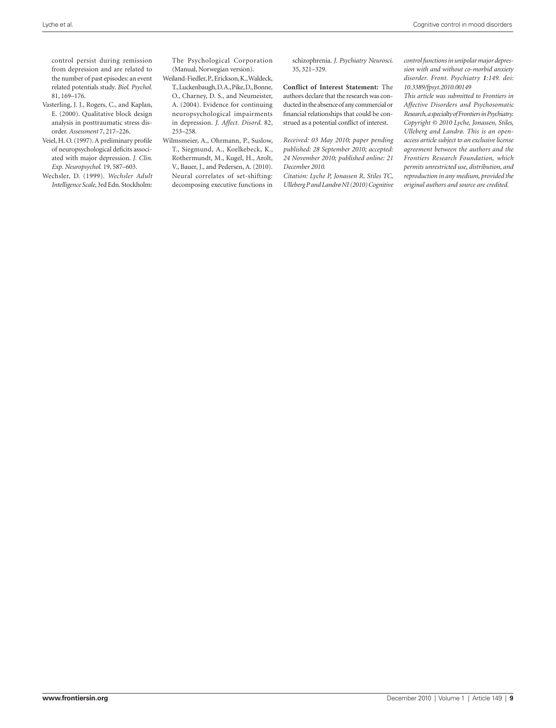control persist during remission from depression and are related to the number of past episodes: an event related potentials study. *Biol. Psychol.* 81, 169–176.

Vasterling, J. J., Rogers, C., and Kaplan, E. (2000). Qualitative block design analysis in posttraumatic stress disorder. *Assessment* 7, 217–226.

Veiel, H. O. (1997). A preliminary profile of neuropsychological deficits associated with major depression. *J. Clin. Exp. Neuropsychol.* 19, 587–603.

Wechsler, D. (1999). *Wechsler Adult Intelligence Scale,* 3rd Edn. Stockholm: The Psychological Corporation (Manual, Norwegian version).

Weiland-Fiedler, P., Erickson, K., Waldeck, T., Luckenbaugh, D. A., Pike, D., Bonne, O., Charney, D. S., and Neumeister, A. (2004). Evidence for continuing neuropsychological impairments in depression. *J. Affect. Disord.* 82, 253–258.

Wilmsmeier, A., Ohrmann, P., Suslow, T., Siegmund, A., Koelkebeck, K., Rothermundt, M., Kugel, H., Arolt, V., Bauer, J., and Pedersen, A. (2010). Neural correlates of set-shifting: decomposing executive functions in schizophrenia. *J. Psychiatry Neurosci.* 35, 321–329.

**Conflict of Interest Statement:** The authors declare that the research was conducted in the absence of any commercial or financial relationships that could be construed as a potential conflict of interest.

*Received: 03 May 2010; paper pending published: 28 September 2010; accepted: 24 November 2010; published online: 21 December 2010.*

*Citation: Lyche P, Jonassen R, Stiles TC, Ulleberg P and Landrø NI (2010) Cognitive control functions in unipolar major depression with and without co-morbid anxiety disorder. Front. Psychiatry **1**:149. doi: 10.3389/fpsyt.2010.00149*

*This article was submitted to Frontiers in Affective Disorders and Psychosomatic Research, a specialty of Frontiers in Psychiatry.*

*Copyright © 2010 Lyche, Jonassen, Stiles, Ulleberg and Landrø. This is an open-access article subject to an exclusive license agreement between the authors and the Frontiers Research Foundation, which permits unrestricted use, distribution, and reproduction in any medium, provided the original authors and source are credited.*